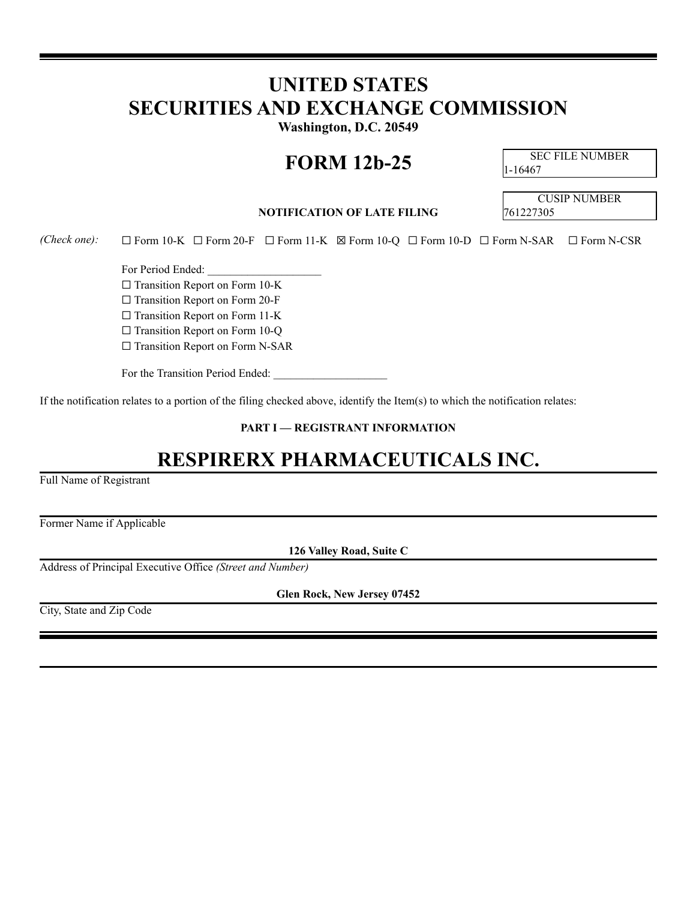# UNITED STATES
# SECURITIES AND EXCHANGE COMMISSION

**Washington, D.C. 20549**

# FORM 12b-25

| SEC FILE NUMBER |
| --- |
| 1-16467 |

**NOTIFICATION OF LATE FILING**

| CUSIP NUMBER |
| --- |
| 761227305 |

*(Check one):* ☐ Form 10-K ☐ Form 20-F ☐ Form 11-K ☒ Form 10-Q ☐ Form 10-D ☐ Form N-SAR ☐ Form N-CSR

For Period Ended: ____________________

☐ Transition Report on Form 10-K

☐ Transition Report on Form 20-F

☐ Transition Report on Form 11-K

☐ Transition Report on Form 10-Q

☐ Transition Report on Form N-SAR

For the Transition Period Ended: ____________________

If the notification relates to a portion of the filing checked above, identify the Item(s) to which the notification relates:

**PART I — REGISTRANT INFORMATION**

## RESPIRERX PHARMACEUTICALS INC.

Full Name of Registrant

Former Name if Applicable

**126 Valley Road, Suite C**

Address of Principal Executive Office *(Street and Number)*

**Glen Rock, New Jersey 07452**

City, State and Zip Code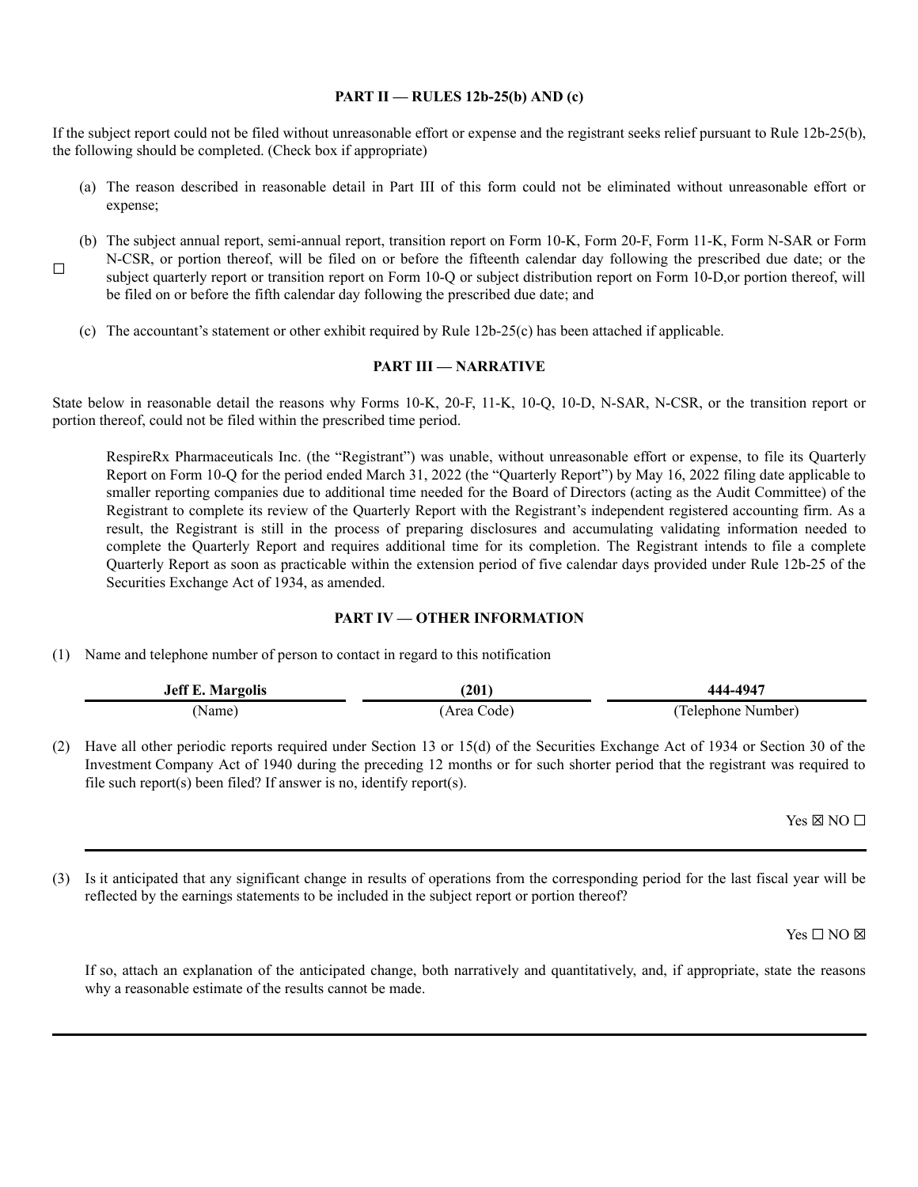**PART II — RULES 12b-25(b) AND (c)**

If the subject report could not be filed without unreasonable effort or expense and the registrant seeks relief pursuant to Rule 12b-25(b), the following should be completed. (Check box if appropriate)

☐

(a) The reason described in reasonable detail in Part III of this form could not be eliminated without unreasonable effort or expense;

(b) The subject annual report, semi-annual report, transition report on Form 10-K, Form 20-F, Form 11-K, Form N-SAR or Form N-CSR, or portion thereof, will be filed on or before the fifteenth calendar day following the prescribed due date; or the subject quarterly report or transition report on Form 10-Q or subject distribution report on Form 10-D,or portion thereof, will be filed on or before the fifth calendar day following the prescribed due date; and

(c) The accountant's statement or other exhibit required by Rule 12b-25(c) has been attached if applicable.

**PART III — NARRATIVE**

State below in reasonable detail the reasons why Forms 10-K, 20-F, 11-K, 10-Q, 10-D, N-SAR, N-CSR, or the transition report or portion thereof, could not be filed within the prescribed time period.

RespireRx Pharmaceuticals Inc. (the "Registrant") was unable, without unreasonable effort or expense, to file its Quarterly Report on Form 10-Q for the period ended March 31, 2022 (the "Quarterly Report") by May 16, 2022 filing date applicable to smaller reporting companies due to additional time needed for the Board of Directors (acting as the Audit Committee) of the Registrant to complete its review of the Quarterly Report with the Registrant's independent registered accounting firm. As a result, the Registrant is still in the process of preparing disclosures and accumulating validating information needed to complete the Quarterly Report and requires additional time for its completion. The Registrant intends to file a complete Quarterly Report as soon as practicable within the extension period of five calendar days provided under Rule 12b-25 of the Securities Exchange Act of 1934, as amended.

**PART IV — OTHER INFORMATION**

(1) Name and telephone number of person to contact in regard to this notification

| **Jeff E. Margolis** | **(201)** | **444-4947** |
|---|---|---|
| (Name) | (Area Code) | (Telephone Number) |

(2) Have all other periodic reports required under Section 13 or 15(d) of the Securities Exchange Act of 1934 or Section 30 of the Investment Company Act of 1940 during the preceding 12 months or for such shorter period that the registrant was required to file such report(s) been filed? If answer is no, identify report(s).

Yes ☒ NO ☐

(3) Is it anticipated that any significant change in results of operations from the corresponding period for the last fiscal year will be reflected by the earnings statements to be included in the subject report or portion thereof?

Yes ☐ NO ☒

If so, attach an explanation of the anticipated change, both narratively and quantitatively, and, if appropriate, state the reasons why a reasonable estimate of the results cannot be made.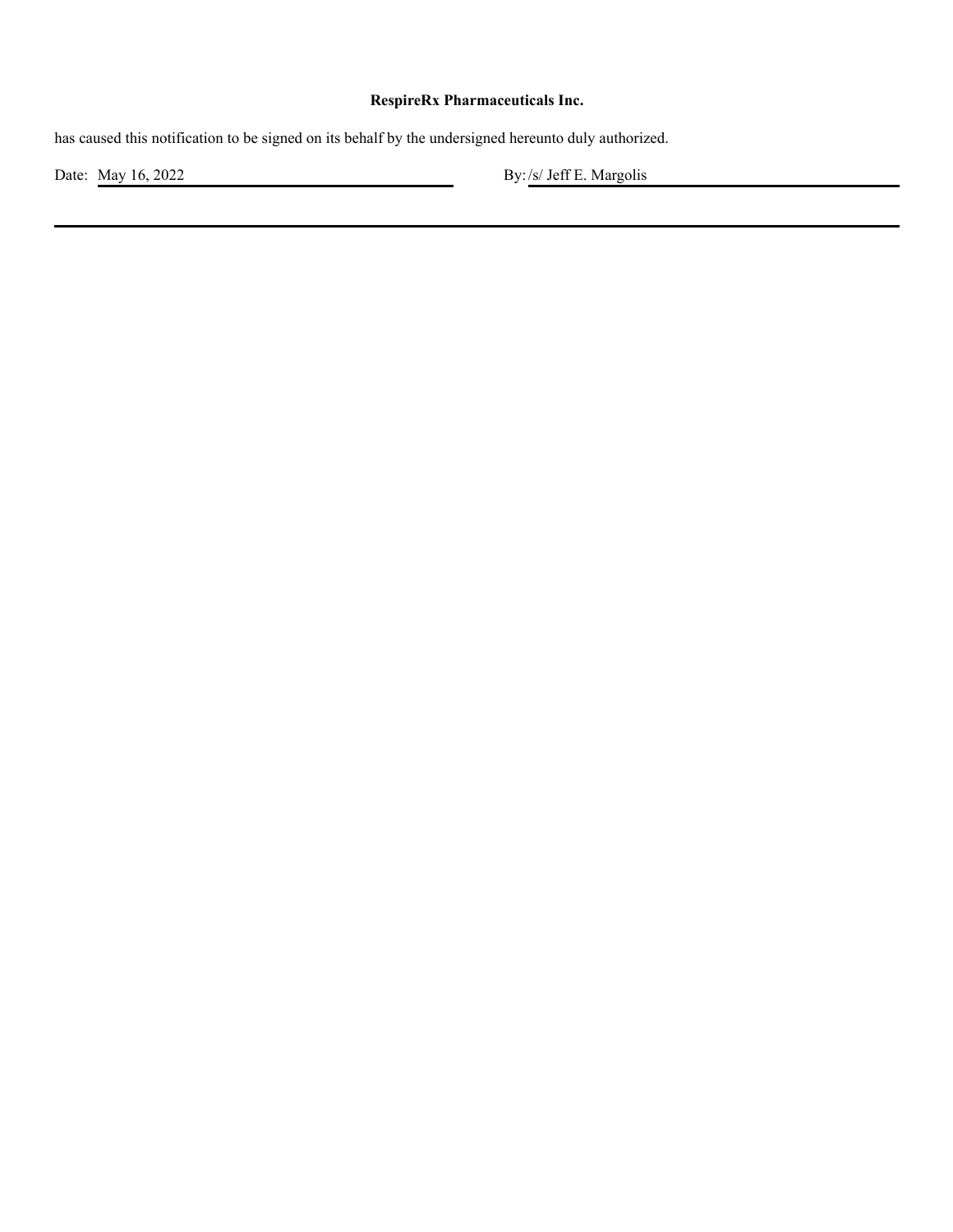**RespireRx Pharmaceuticals Inc.**

has caused this notification to be signed on its behalf by the undersigned hereunto duly authorized.

Date: May 16, 2022

By: /s/ Jeff E. Margolis